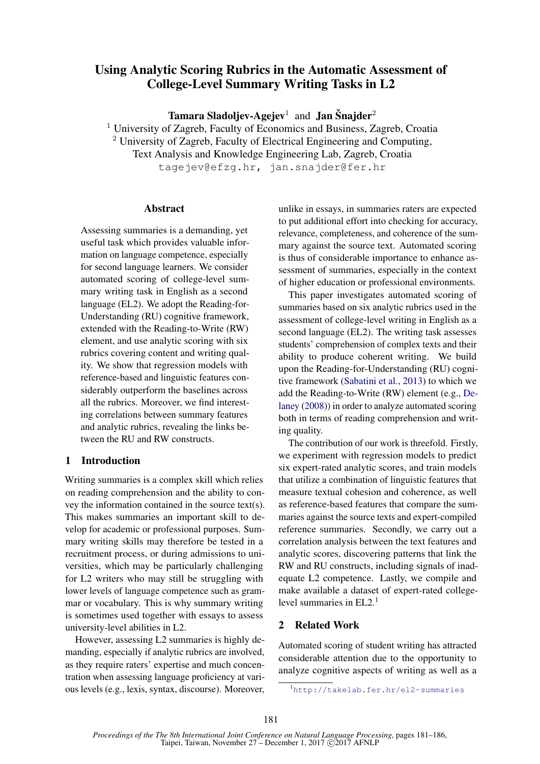# Using Analytic Scoring Rubrics in the Automatic Assessment of College-Level Summary Writing Tasks in L2

**Tamara Sladoljev-Agejev**[1] and **Jan Šnajder**[2]

[1] University of Zagreb, Faculty of Economics and Business, Zagreb, Croatia
[2] University of Zagreb, Faculty of Electrical Engineering and Computing, Text Analysis and Knowledge Engineering Lab, Zagreb, Croatia

tagejev@efzg.hr, jan.snajder@fer.hr

## Abstract

Assessing summaries is a demanding, yet useful task which provides valuable information on language competence, especially for second language learners. We consider automated scoring of college-level summary writing task in English as a second language (EL2). We adopt the Reading-for-Understanding (RU) cognitive framework, extended with the Reading-to-Write (RW) element, and use analytic scoring with six rubrics covering content and writing quality. We show that regression models with reference-based and linguistic features considerably outperform the baselines across all the rubrics. Moreover, we find interesting correlations between summary features and analytic rubrics, revealing the links between the RU and RW constructs.

## 1 Introduction

Writing summaries is a complex skill which relies on reading comprehension and the ability to convey the information contained in the source text(s). This makes summaries an important skill to develop for academic or professional purposes. Summary writing skills may therefore be tested in a recruitment process, or during admissions to universities, which may be particularly challenging for L2 writers who may still be struggling with lower levels of language competence such as grammar or vocabulary. This is why summary writing is sometimes used together with essays to assess university-level abilities in L2.

However, assessing L2 summaries is highly demanding, especially if analytic rubrics are involved, as they require raters' expertise and much concentration when assessing language proficiency at various levels (e.g., lexis, syntax, discourse). Moreover, unlike in essays, in summaries raters are expected to put additional effort into checking for accuracy, relevance, completeness, and coherence of the summary against the source text. Automated scoring is thus of considerable importance to enhance assessment of summaries, especially in the context of higher education or professional environments.

This paper investigates automated scoring of summaries based on six analytic rubrics used in the assessment of college-level writing in English as a second language (EL2). The writing task assesses students' comprehension of complex texts and their ability to produce coherent writing. We build upon the Reading-for-Understanding (RU) cognitive framework (Sabatini et al., 2013) to which we add the Reading-to-Write (RW) element (e.g., Delaney (2008)) in order to analyze automated scoring both in terms of reading comprehension and writing quality.

The contribution of our work is threefold. Firstly, we experiment with regression models to predict six expert-rated analytic scores, and train models that utilize a combination of linguistic features that measure textual cohesion and coherence, as well as reference-based features that compare the summaries against the source texts and expert-compiled reference summaries. Secondly, we carry out a correlation analysis between the text features and analytic scores, discovering patterns that link the RW and RU constructs, including signals of inadequate L2 competence. Lastly, we compile and make available a dataset of expert-rated college-level summaries in EL2.[1]

## 2 Related Work

Automated scoring of student writing has attracted considerable attention due to the opportunity to analyze cognitive aspects of writing as well as a

[1] http://takelab.fer.hr/el2-summaries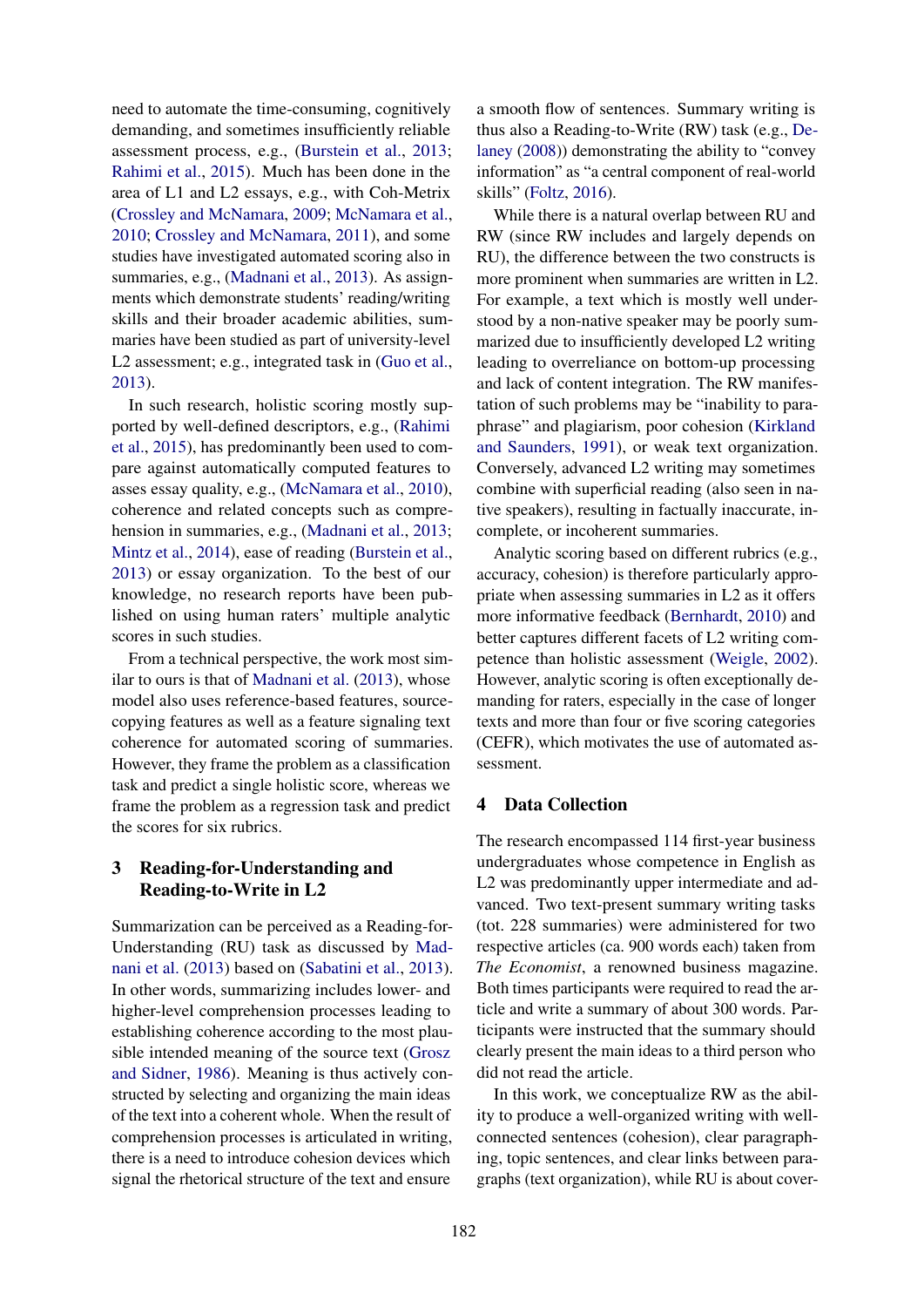need to automate the time-consuming, cognitively demanding, and sometimes insufficiently reliable assessment process, e.g., (Burstein et al., 2013; Rahimi et al., 2015). Much has been done in the area of L1 and L2 essays, e.g., with Coh-Metrix (Crossley and McNamara, 2009; McNamara et al., 2010; Crossley and McNamara, 2011), and some studies have investigated automated scoring also in summaries, e.g., (Madnani et al., 2013). As assignments which demonstrate students' reading/writing skills and their broader academic abilities, summaries have been studied as part of university-level L2 assessment; e.g., integrated task in (Guo et al., 2013).

In such research, holistic scoring mostly supported by well-defined descriptors, e.g., (Rahimi et al., 2015), has predominantly been used to compare against automatically computed features to asses essay quality, e.g., (McNamara et al., 2010), coherence and related concepts such as comprehension in summaries, e.g., (Madnani et al., 2013; Mintz et al., 2014), ease of reading (Burstein et al., 2013) or essay organization. To the best of our knowledge, no research reports have been published on using human raters' multiple analytic scores in such studies.

From a technical perspective, the work most similar to ours is that of Madnani et al. (2013), whose model also uses reference-based features, source-copying features as well as a feature signaling text coherence for automated scoring of summaries. However, they frame the problem as a classification task and predict a single holistic score, whereas we frame the problem as a regression task and predict the scores for six rubrics.

## 3 Reading-for-Understanding and Reading-to-Write in L2

Summarization can be perceived as a Reading-for-Understanding (RU) task as discussed by Madnani et al. (2013) based on (Sabatini et al., 2013). In other words, summarizing includes lower- and higher-level comprehension processes leading to establishing coherence according to the most plausible intended meaning of the source text (Grosz and Sidner, 1986). Meaning is thus actively constructed by selecting and organizing the main ideas of the text into a coherent whole. When the result of comprehension processes is articulated in writing, there is a need to introduce cohesion devices which signal the rhetorical structure of the text and ensure a smooth flow of sentences. Summary writing is thus also a Reading-to-Write (RW) task (e.g., Delaney (2008)) demonstrating the ability to "convey information" as "a central component of real-world skills" (Foltz, 2016).

While there is a natural overlap between RU and RW (since RW includes and largely depends on RU), the difference between the two constructs is more prominent when summaries are written in L2. For example, a text which is mostly well understood by a non-native speaker may be poorly summarized due to insufficiently developed L2 writing leading to overreliance on bottom-up processing and lack of content integration. The RW manifestation of such problems may be "inability to paraphrase" and plagiarism, poor cohesion (Kirkland and Saunders, 1991), or weak text organization. Conversely, advanced L2 writing may sometimes combine with superficial reading (also seen in native speakers), resulting in factually inaccurate, incomplete, or incoherent summaries.

Analytic scoring based on different rubrics (e.g., accuracy, cohesion) is therefore particularly appropriate when assessing summaries in L2 as it offers more informative feedback (Bernhardt, 2010) and better captures different facets of L2 writing competence than holistic assessment (Weigle, 2002). However, analytic scoring is often exceptionally demanding for raters, especially in the case of longer texts and more than four or five scoring categories (CEFR), which motivates the use of automated assessment.

## 4 Data Collection

The research encompassed 114 first-year business undergraduates whose competence in English as L2 was predominantly upper intermediate and advanced. Two text-present summary writing tasks (tot. 228 summaries) were administered for two respective articles (ca. 900 words each) taken from *The Economist*, a renowned business magazine. Both times participants were required to read the article and write a summary of about 300 words. Participants were instructed that the summary should clearly present the main ideas to a third person who did not read the article.

In this work, we conceptualize RW as the ability to produce a well-organized writing with well-connected sentences (cohesion), clear paragraphing, topic sentences, and clear links between paragraphs (text organization), while RU is about cover-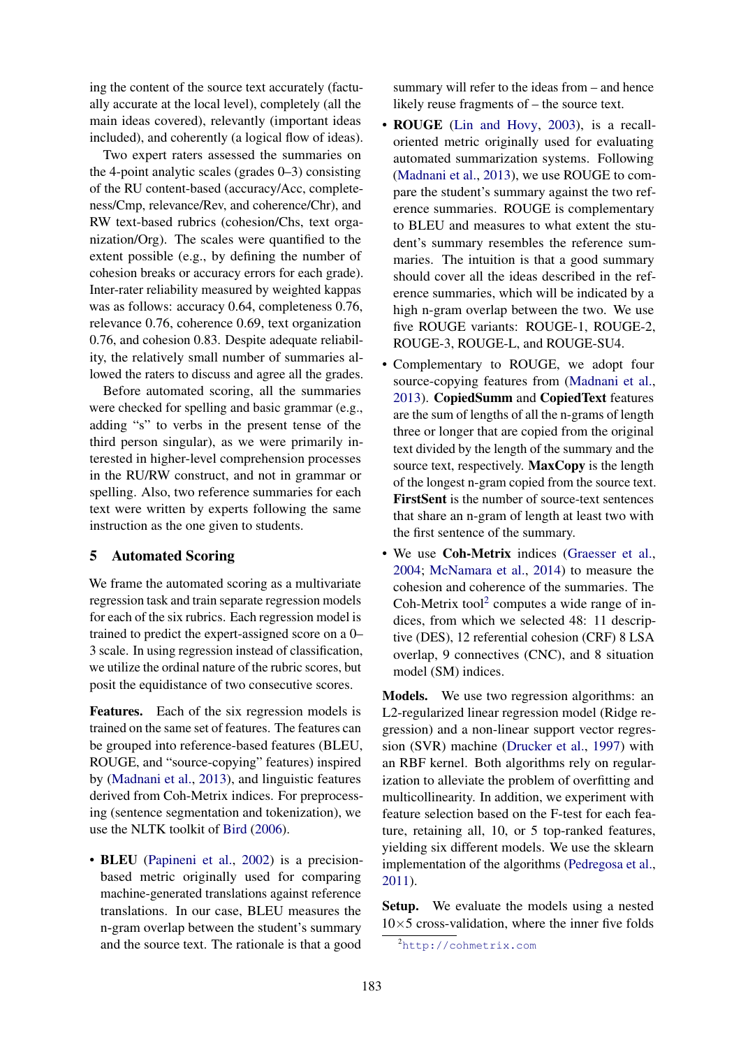ing the content of the source text accurately (factually accurate at the local level), completely (all the main ideas covered), relevantly (important ideas included), and coherently (a logical flow of ideas).

Two expert raters assessed the summaries on the 4-point analytic scales (grades 0–3) consisting of the RU content-based (accuracy/Acc, completeness/Cmp, relevance/Rev, and coherence/Chr), and RW text-based rubrics (cohesion/Chs, text organization/Org). The scales were quantified to the extent possible (e.g., by defining the number of cohesion breaks or accuracy errors for each grade). Inter-rater reliability measured by weighted kappas was as follows: accuracy 0.64, completeness 0.76, relevance 0.76, coherence 0.69, text organization 0.76, and cohesion 0.83. Despite adequate reliability, the relatively small number of summaries allowed the raters to discuss and agree all the grades.

Before automated scoring, all the summaries were checked for spelling and basic grammar (e.g., adding "s" to verbs in the present tense of the third person singular), as we were primarily interested in higher-level comprehension processes in the RU/RW construct, and not in grammar or spelling. Also, two reference summaries for each text were written by experts following the same instruction as the one given to students.

## 5 Automated Scoring

We frame the automated scoring as a multivariate regression task and train separate regression models for each of the six rubrics. Each regression model is trained to predict the expert-assigned score on a 0–3 scale. In using regression instead of classification, we utilize the ordinal nature of the rubric scores, but posit the equidistance of two consecutive scores.

**Features.** Each of the six regression models is trained on the same set of features. The features can be grouped into reference-based features (BLEU, ROUGE, and "source-copying" features) inspired by (Madnani et al., 2013), and linguistic features derived from Coh-Metrix indices. For preprocessing (sentence segmentation and tokenization), we use the NLTK toolkit of Bird (2006).

- **BLEU** (Papineni et al., 2002) is a precision-based metric originally used for comparing machine-generated translations against reference translations. In our case, BLEU measures the n-gram overlap between the student's summary and the source text. The rationale is that a good summary will refer to the ideas from – and hence likely reuse fragments of – the source text.
- **ROUGE** (Lin and Hovy, 2003), is a recall-oriented metric originally used for evaluating automated summarization systems. Following (Madnani et al., 2013), we use ROUGE to compare the student's summary against the two reference summaries. ROUGE is complementary to BLEU and measures to what extent the student's summary resembles the reference summaries. The intuition is that a good summary should cover all the ideas described in the reference summaries, which will be indicated by a high n-gram overlap between the two. We use five ROUGE variants: ROUGE-1, ROUGE-2, ROUGE-3, ROUGE-L, and ROUGE-SU4.
- Complementary to ROUGE, we adopt four source-copying features from (Madnani et al., 2013). **CopiedSumm** and **CopiedText** features are the sum of lengths of all the n-grams of length three or longer that are copied from the original text divided by the length of the summary and the source text, respectively. **MaxCopy** is the length of the longest n-gram copied from the source text. **FirstSent** is the number of source-text sentences that share an n-gram of length at least two with the first sentence of the summary.
- We use **Coh-Metrix** indices (Graesser et al., 2004; McNamara et al., 2014) to measure the cohesion and coherence of the summaries. The Coh-Metrix tool[2] computes a wide range of indices, from which we selected 48: 11 descriptive (DES), 12 referential cohesion (CRF) 8 LSA overlap, 9 connectives (CNC), and 8 situation model (SM) indices.

**Models.** We use two regression algorithms: an L2-regularized linear regression model (Ridge regression) and a non-linear support vector regression (SVR) machine (Drucker et al., 1997) with an RBF kernel. Both algorithms rely on regularization to alleviate the problem of overfitting and multicollinearity. In addition, we experiment with feature selection based on the F-test for each feature, retaining all, 10, or 5 top-ranked features, yielding six different models. We use the sklearn implementation of the algorithms (Pedregosa et al., 2011).

**Setup.** We evaluate the models using a nested $10\times5$ cross-validation, where the inner five folds

[2] http://cohmetrix.com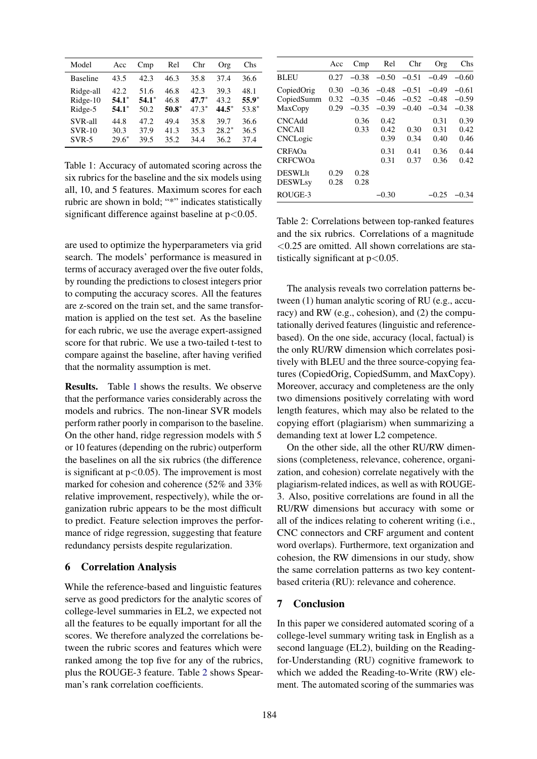| Model | Acc | Cmp | Rel | Chr | Org | Chs |
|---|---|---|---|---|---|---|
| Baseline | 43.5 | 42.3 | 46.3 | 35.8 | 37.4 | 36.6 |
| Ridge-all | 42.2 | 51.6 | 46.8 | 42.3 | 39.3 | 48.1 |
| Ridge-10 | **54.1**$^*$ | **54.1**$^*$ | 46.8 | **47.7**$^*$ | 43.2 | **55.9**$^*$ |
| Ridge-5 | **54.1**$^*$ | 50.2 | **50.8**$^*$ | 47.3$^*$ | **44.5**$^*$ | 53.8$^*$ |
| SVR-all | 44.8 | 47.2 | 49.4 | 35.8 | 39.7 | 36.6 |
| SVR-10 | 30.3 | 37.9 | 41.3 | 35.3 | 28.2$^*$ | 36.5 |
| SVR-5 | 29.6$^*$ | 39.5 | 35.2 | 34.4 | 36.2 | 37.4 |

Table 1: Accuracy of automated scoring across the six rubrics for the baseline and the six models using all, 10, and 5 features. Maximum scores for each rubric are shown in bold; "*" indicates statistically significant difference against baseline at $p<0.05$.

are used to optimize the hyperparameters via grid search. The models' performance is measured in terms of accuracy averaged over the five outer folds, by rounding the predictions to closest integers prior to computing the accuracy scores. All the features are z-scored on the train set, and the same transformation is applied on the test set. As the baseline for each rubric, we use the average expert-assigned score for that rubric. We use a two-tailed t-test to compare against the baseline, after having verified that the normality assumption is met.

**Results.** Table 1 shows the results. We observe that the performance varies considerably across the models and rubrics. The non-linear SVR models perform rather poorly in comparison to the baseline. On the other hand, ridge regression models with 5 or 10 features (depending on the rubric) outperform the baselines on all the six rubrics (the difference is significant at $p<0.05$). The improvement is most marked for cohesion and coherence (52% and 33% relative improvement, respectively), while the organization rubric appears to be the most difficult to predict. Feature selection improves the performance of ridge regression, suggesting that feature redundancy persists despite regularization.

## 6 Correlation Analysis

While the reference-based and linguistic features serve as good predictors for the analytic scores of college-level summaries in EL2, we expected not all the features to be equally important for all the scores. We therefore analyzed the correlations between the rubric scores and features which were ranked among the top five for any of the rubrics, plus the ROUGE-3 feature. Table 2 shows Spearman's rank correlation coefficients.

| | Acc | Cmp | Rel | Chr | Org | Chs |
|---|---|---|---|---|---|---|
| BLEU | 0.27 | −0.38 | −0.50 | −0.51 | −0.49 | −0.60 |
| CopiedOrig | 0.30 | −0.36 | −0.48 | −0.51 | −0.49 | −0.61 |
| CopiedSumm | 0.32 | −0.35 | −0.46 | −0.52 | −0.48 | −0.59 |
| MaxCopy | 0.29 | −0.35 | −0.39 | −0.40 | −0.34 | −0.38 |
| CNCAdd | | 0.36 | 0.42 | | 0.31 | 0.39 |
| CNCAll | | 0.33 | 0.42 | 0.30 | 0.31 | 0.42 |
| CNCLogic | | | 0.39 | 0.34 | 0.40 | 0.46 |
| CRFAOa | | | 0.31 | 0.41 | 0.36 | 0.44 |
| CRFCWOa | | | 0.31 | 0.37 | 0.36 | 0.42 |
| DESWLlt | 0.29 | 0.28 | | | | |
| DESWLsy | 0.28 | 0.28 | | | | |
| ROUGE-3 | | | −0.30 | | −0.25 | −0.34 |

Table 2: Correlations between top-ranked features and the six rubrics. Correlations of a magnitude $<0.25$ are omitted. All shown correlations are statistically significant at $p<0.05$.

The analysis reveals two correlation patterns between (1) human analytic scoring of RU (e.g., accuracy) and RW (e.g., cohesion), and (2) the computationally derived features (linguistic and reference-based). On the one side, accuracy (local, factual) is the only RU/RW dimension which correlates positively with BLEU and the three source-copying features (CopiedOrig, CopiedSumm, and MaxCopy). Moreover, accuracy and completeness are the only two dimensions positively correlating with word length features, which may also be related to the copying effort (plagiarism) when summarizing a demanding text at lower L2 competence.

On the other side, all the other RU/RW dimensions (completeness, relevance, coherence, organization, and cohesion) correlate negatively with the plagiarism-related indices, as well as with ROUGE-3. Also, positive correlations are found in all the RU/RW dimensions but accuracy with some or all of the indices relating to coherent writing (i.e., CNC connectors and CRF argument and content word overlaps). Furthermore, text organization and cohesion, the RW dimensions in our study, show the same correlation patterns as two key content-based criteria (RU): relevance and coherence.

## 7 Conclusion

In this paper we considered automated scoring of a college-level summary writing task in English as a second language (EL2), building on the Reading-for-Understanding (RU) cognitive framework to which we added the Reading-to-Write (RW) element. The automated scoring of the summaries was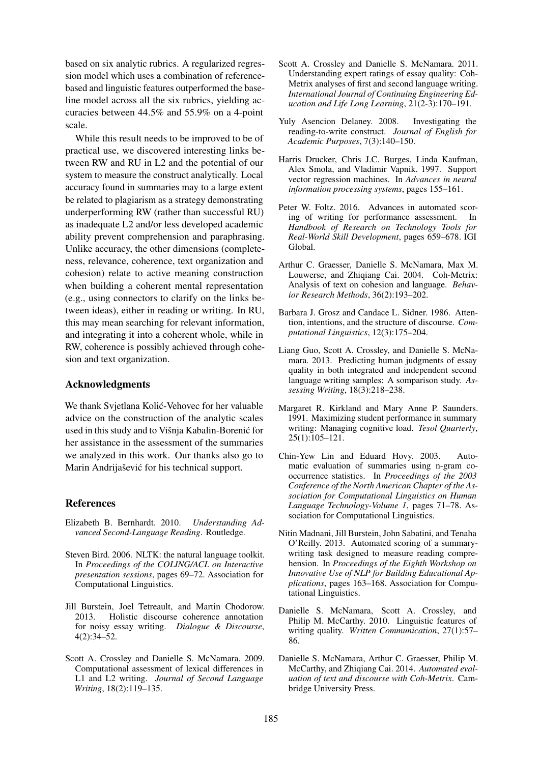based on six analytic rubrics. A regularized regression model which uses a combination of reference-based and linguistic features outperformed the baseline model across all the six rubrics, yielding accuracies between 44.5% and 55.9% on a 4-point scale.

While this result needs to be improved to be of practical use, we discovered interesting links between RW and RU in L2 and the potential of our system to measure the construct analytically. Local accuracy found in summaries may to a large extent be related to plagiarism as a strategy demonstrating underperforming RW (rather than successful RU) as inadequate L2 and/or less developed academic ability prevent comprehension and paraphrasing. Unlike accuracy, the other dimensions (completeness, relevance, coherence, text organization and cohesion) relate to active meaning construction when building a coherent mental representation (e.g., using connectors to clarify on the links between ideas), either in reading or writing. In RU, this may mean searching for relevant information, and integrating it into a coherent whole, while in RW, coherence is possibly achieved through cohesion and text organization.

## Acknowledgments

We thank Svjetlana Kolić-Vehovec for her valuable advice on the construction of the analytic scales used in this study and to Višnja Kabalin-Borenić for her assistance in the assessment of the summaries we analyzed in this work. Our thanks also go to Marin Andrijašević for his technical support.

## References

Elizabeth B. Bernhardt. 2010. *Understanding Advanced Second-Language Reading*. Routledge.

Steven Bird. 2006. NLTK: the natural language toolkit. In *Proceedings of the COLING/ACL on Interactive presentation sessions*, pages 69–72. Association for Computational Linguistics.

Jill Burstein, Joel Tetreault, and Martin Chodorow. 2013. Holistic discourse coherence annotation for noisy essay writing. *Dialogue & Discourse*, 4(2):34–52.

Scott A. Crossley and Danielle S. McNamara. 2009. Computational assessment of lexical differences in L1 and L2 writing. *Journal of Second Language Writing*, 18(2):119–135.

Scott A. Crossley and Danielle S. McNamara. 2011. Understanding expert ratings of essay quality: Coh-Metrix analyses of first and second language writing. *International Journal of Continuing Engineering Education and Life Long Learning*, 21(2-3):170–191.

Yuly Asencion Delaney. 2008. Investigating the reading-to-write construct. *Journal of English for Academic Purposes*, 7(3):140–150.

Harris Drucker, Chris J.C. Burges, Linda Kaufman, Alex Smola, and Vladimir Vapnik. 1997. Support vector regression machines. In *Advances in neural information processing systems*, pages 155–161.

Peter W. Foltz. 2016. Advances in automated scoring of writing for performance assessment. In *Handbook of Research on Technology Tools for Real-World Skill Development*, pages 659–678. IGI Global.

Arthur C. Graesser, Danielle S. McNamara, Max M. Louwerse, and Zhiqiang Cai. 2004. Coh-Metrix: Analysis of text on cohesion and language. *Behavior Research Methods*, 36(2):193–202.

Barbara J. Grosz and Candace L. Sidner. 1986. Attention, intentions, and the structure of discourse. *Computational Linguistics*, 12(3):175–204.

Liang Guo, Scott A. Crossley, and Danielle S. McNamara. 2013. Predicting human judgments of essay quality in both integrated and independent second language writing samples: A somparison study. *Assessing Writing*, 18(3):218–238.

Margaret R. Kirkland and Mary Anne P. Saunders. 1991. Maximizing student performance in summary writing: Managing cognitive load. *Tesol Quarterly*, 25(1):105–121.

Chin-Yew Lin and Eduard Hovy. 2003. Automatic evaluation of summaries using n-gram cooccurrence statistics. In *Proceedings of the 2003 Conference of the North American Chapter of the Association for Computational Linguistics on Human Language Technology-Volume 1*, pages 71–78. Association for Computational Linguistics.

Nitin Madnani, Jill Burstein, John Sabatini, and Tenaha O'Reilly. 2013. Automated scoring of a summary-writing task designed to measure reading comprehension. In *Proceedings of the Eighth Workshop on Innovative Use of NLP for Building Educational Applications*, pages 163–168. Association for Computational Linguistics.

Danielle S. McNamara, Scott A. Crossley, and Philip M. McCarthy. 2010. Linguistic features of writing quality. *Written Communication*, 27(1):57–86.

Danielle S. McNamara, Arthur C. Graesser, Philip M. McCarthy, and Zhiqiang Cai. 2014. *Automated evaluation of text and discourse with Coh-Metrix*. Cambridge University Press.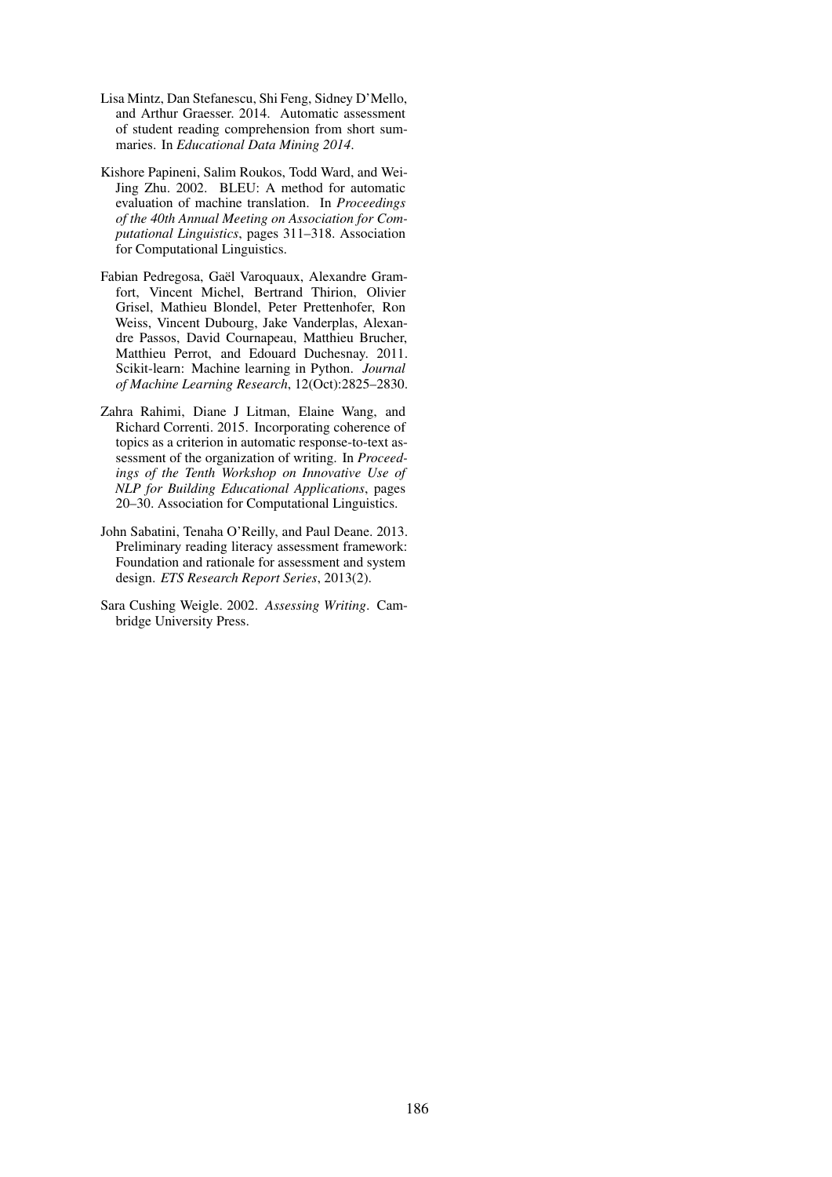Lisa Mintz, Dan Stefanescu, Shi Feng, Sidney D'Mello, and Arthur Graesser. 2014. Automatic assessment of student reading comprehension from short summaries. In *Educational Data Mining 2014*.

Kishore Papineni, Salim Roukos, Todd Ward, and Wei-Jing Zhu. 2002. BLEU: A method for automatic evaluation of machine translation. In *Proceedings of the 40th Annual Meeting on Association for Computational Linguistics*, pages 311–318. Association for Computational Linguistics.

Fabian Pedregosa, Gaël Varoquaux, Alexandre Gramfort, Vincent Michel, Bertrand Thirion, Olivier Grisel, Mathieu Blondel, Peter Prettenhofer, Ron Weiss, Vincent Dubourg, Jake Vanderplas, Alexandre Passos, David Cournapeau, Matthieu Brucher, Matthieu Perrot, and Edouard Duchesnay. 2011. Scikit-learn: Machine learning in Python. *Journal of Machine Learning Research*, 12(Oct):2825–2830.

Zahra Rahimi, Diane J Litman, Elaine Wang, and Richard Correnti. 2015. Incorporating coherence of topics as a criterion in automatic response-to-text assessment of the organization of writing. In *Proceedings of the Tenth Workshop on Innovative Use of NLP for Building Educational Applications*, pages 20–30. Association for Computational Linguistics.

John Sabatini, Tenaha O'Reilly, and Paul Deane. 2013. Preliminary reading literacy assessment framework: Foundation and rationale for assessment and system design. *ETS Research Report Series*, 2013(2).

Sara Cushing Weigle. 2002. *Assessing Writing*. Cambridge University Press.